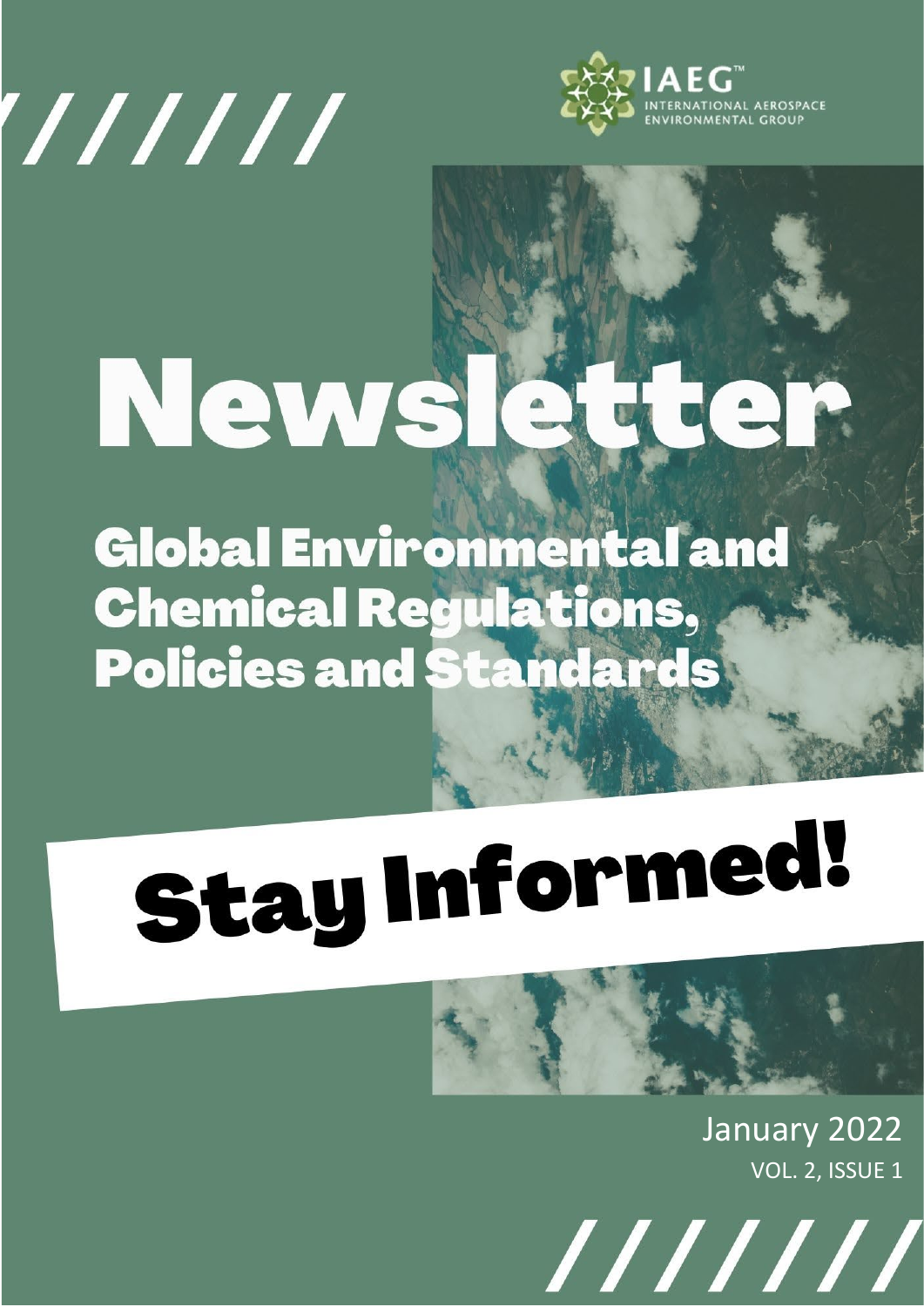IAEG™ INTERNATIONAL AEROSPACE ENVIRONMENTAL GROUP

# Newsletter

## Global Environmental and Chemical Regulations, Policies and Standards

# Stay Informed!

January 2022

VOL. 2, ISSUE 1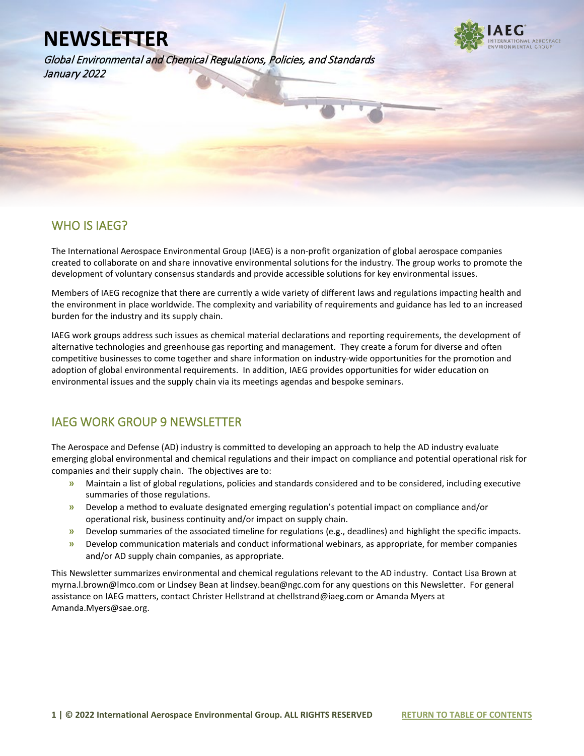# NEWSLETTER

*Global Environmental and Chemical Regulations, Policies, and Standards*
*January 2022*

## WHO IS IAEG?

The International Aerospace Environmental Group (IAEG) is a non-profit organization of global aerospace companies created to collaborate on and share innovative environmental solutions for the industry. The group works to promote the development of voluntary consensus standards and provide accessible solutions for key environmental issues.

Members of IAEG recognize that there are currently a wide variety of different laws and regulations impacting health and the environment in place worldwide. The complexity and variability of requirements and guidance has led to an increased burden for the industry and its supply chain.

IAEG work groups address such issues as chemical material declarations and reporting requirements, the development of alternative technologies and greenhouse gas reporting and management. They create a forum for diverse and often competitive businesses to come together and share information on industry-wide opportunities for the promotion and adoption of global environmental requirements. In addition, IAEG provides opportunities for wider education on environmental issues and the supply chain via its meetings agendas and bespoke seminars.

## IAEG WORK GROUP 9 NEWSLETTER

The Aerospace and Defense (AD) industry is committed to developing an approach to help the AD industry evaluate emerging global environmental and chemical regulations and their impact on compliance and potential operational risk for companies and their supply chain. The objectives are to:

- Maintain a list of global regulations, policies and standards considered and to be considered, including executive summaries of those regulations.
- Develop a method to evaluate designated emerging regulation's potential impact on compliance and/or operational risk, business continuity and/or impact on supply chain.
- Develop summaries of the associated timeline for regulations (e.g., deadlines) and highlight the specific impacts.
- Develop communication materials and conduct informational webinars, as appropriate, for member companies and/or AD supply chain companies, as appropriate.

This Newsletter summarizes environmental and chemical regulations relevant to the AD industry. Contact Lisa Brown at myrna.l.brown@lmco.com or Lindsey Bean at lindsey.bean@ngc.com for any questions on this Newsletter. For general assistance on IAEG matters, contact Christer Hellstrand at chellstrand@iaeg.com or Amanda Myers at Amanda.Myers@sae.org.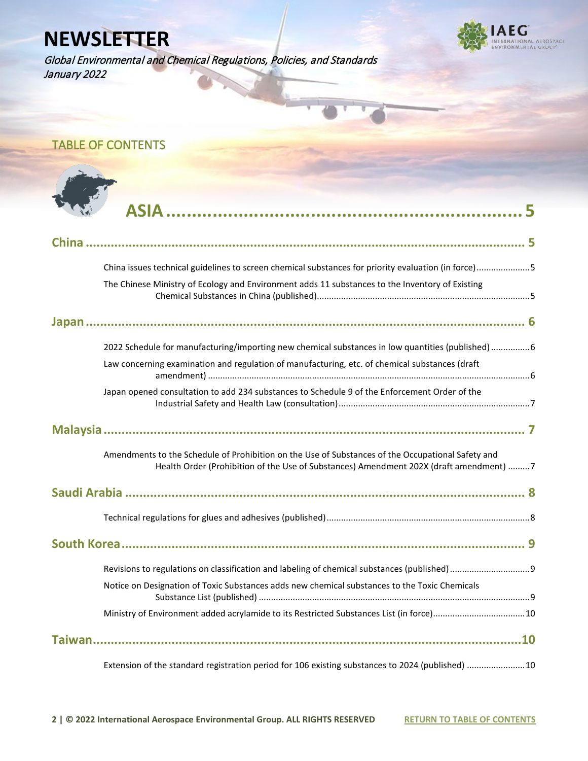# NEWSLETTER

*Global Environmental and Chemical Regulations, Policies, and Standards*
*January 2022*

## TABLE OF CONTENTS

## ASIA .......... 5

### China .......... 5

China issues technical guidelines to screen chemical substances for priority evaluation (in force) .......... 5

The Chinese Ministry of Ecology and Environment adds 11 substances to the Inventory of Existing Chemical Substances in China (published) .......... 5

### Japan .......... 6

2022 Schedule for manufacturing/importing new chemical substances in low quantities (published) .......... 6

Law concerning examination and regulation of manufacturing, etc. of chemical substances (draft amendment) .......... 6

Japan opened consultation to add 234 substances to Schedule 9 of the Enforcement Order of the Industrial Safety and Health Law (consultation) .......... 7

### Malaysia .......... 7

Amendments to the Schedule of Prohibition on the Use of Substances of the Occupational Safety and Health Order (Prohibition of the Use of Substances) Amendment 202X (draft amendment) .......... 7

### Saudi Arabia .......... 8

Technical regulations for glues and adhesives (published) .......... 8

### South Korea .......... 9

Revisions to regulations on classification and labeling of chemical substances (published) .......... 9

Notice on Designation of Toxic Substances adds new chemical substances to the Toxic Chemicals Substance List (published) .......... 9

Ministry of Environment added acrylamide to its Restricted Substances List (in force) .......... 10

### Taiwan .......... 10

Extension of the standard registration period for 106 existing substances to 2024 (published) .......... 10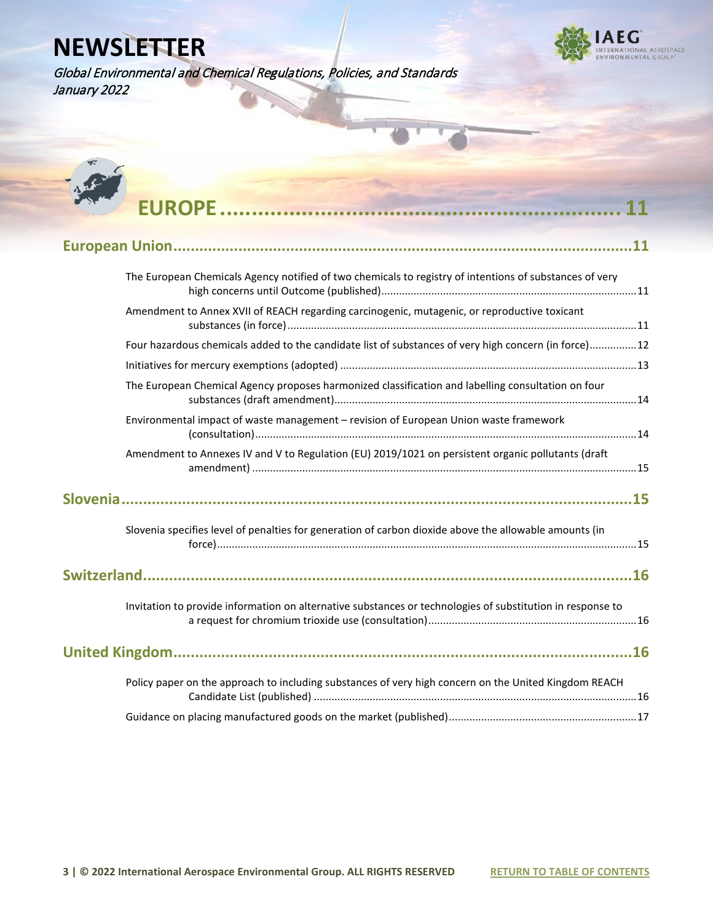# NEWSLETTER

*Global Environmental and Chemical Regulations, Policies, and Standards*
*January 2022*

# EUROPE ........................................................ 11

## European Union ........................................................ 11

The European Chemicals Agency notified of two chemicals to registry of intentions of substances of very high concerns until Outcome (published) ........................................................ 11

Amendment to Annex XVII of REACH regarding carcinogenic, mutagenic, or reproductive toxicant substances (in force) ........................................................ 11

Four hazardous chemicals added to the candidate list of substances of very high concern (in force) ........................................................ 12

Initiatives for mercury exemptions (adopted) ........................................................ 13

The European Chemical Agency proposes harmonized classification and labelling consultation on four substances (draft amendment) ........................................................ 14

Environmental impact of waste management – revision of European Union waste framework (consultation) ........................................................ 14

Amendment to Annexes IV and V to Regulation (EU) 2019/1021 on persistent organic pollutants (draft amendment) ........................................................ 15

## Slovenia ........................................................ 15

Slovenia specifies level of penalties for generation of carbon dioxide above the allowable amounts (in force) ........................................................ 15

## Switzerland ........................................................ 16

Invitation to provide information on alternative substances or technologies of substitution in response to a request for chromium trioxide use (consultation) ........................................................ 16

## United Kingdom ........................................................ 16

Policy paper on the approach to including substances of very high concern on the United Kingdom REACH Candidate List (published) ........................................................ 16

Guidance on placing manufactured goods on the market (published) ........................................................ 17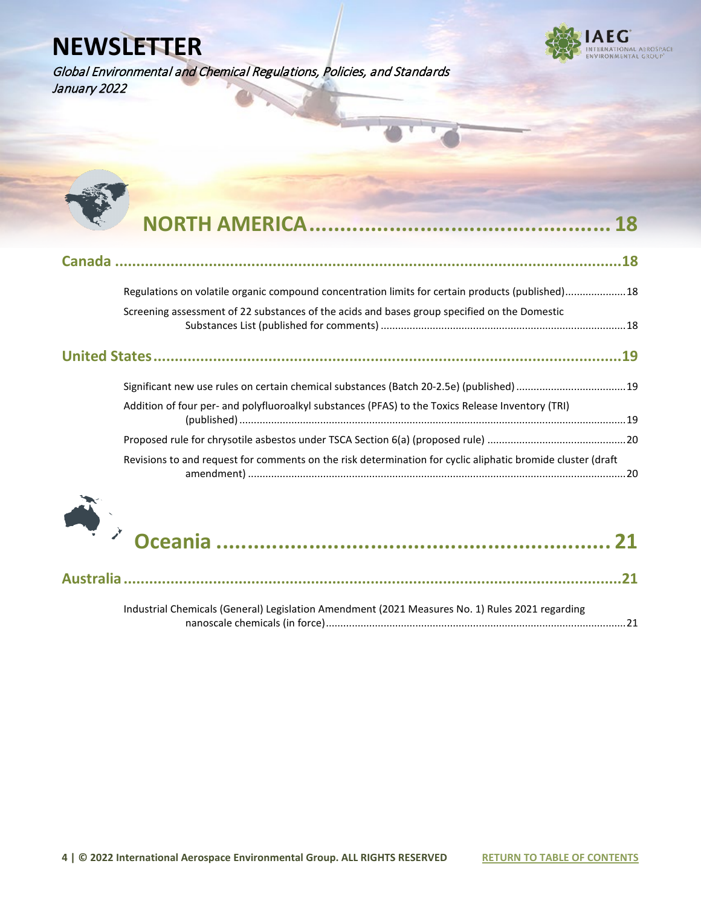# NORTH AMERICA ............................................ 18

## Canada ............................................................................................................18

Regulations on volatile organic compound concentration limits for certain products (published)....................18

Screening assessment of 22 substances of the acids and bases group specified on the Domestic Substances List (published for comments) ....................................................................................18

## United States....................................................................................................19

Significant new use rules on certain chemical substances (Batch 20-2.5e) (published)......................................19

Addition of four per- and polyfluoroalkyl substances (PFAS) to the Toxics Release Inventory (TRI) (published)......................................................................................................................................19

Proposed rule for chrysotile asbestos under TSCA Section 6(a) (proposed rule) ...............................................20

Revisions to and request for comments on the risk determination for cyclic aliphatic bromide cluster (draft amendment) ..................................................................................................................................20

# Oceania ........................................................... 21

## Australia.........................................................................................................21

Industrial Chemicals (General) Legislation Amendment (2021 Measures No. 1) Rules 2021 regarding nanoscale chemicals (in force).......................................................................................................21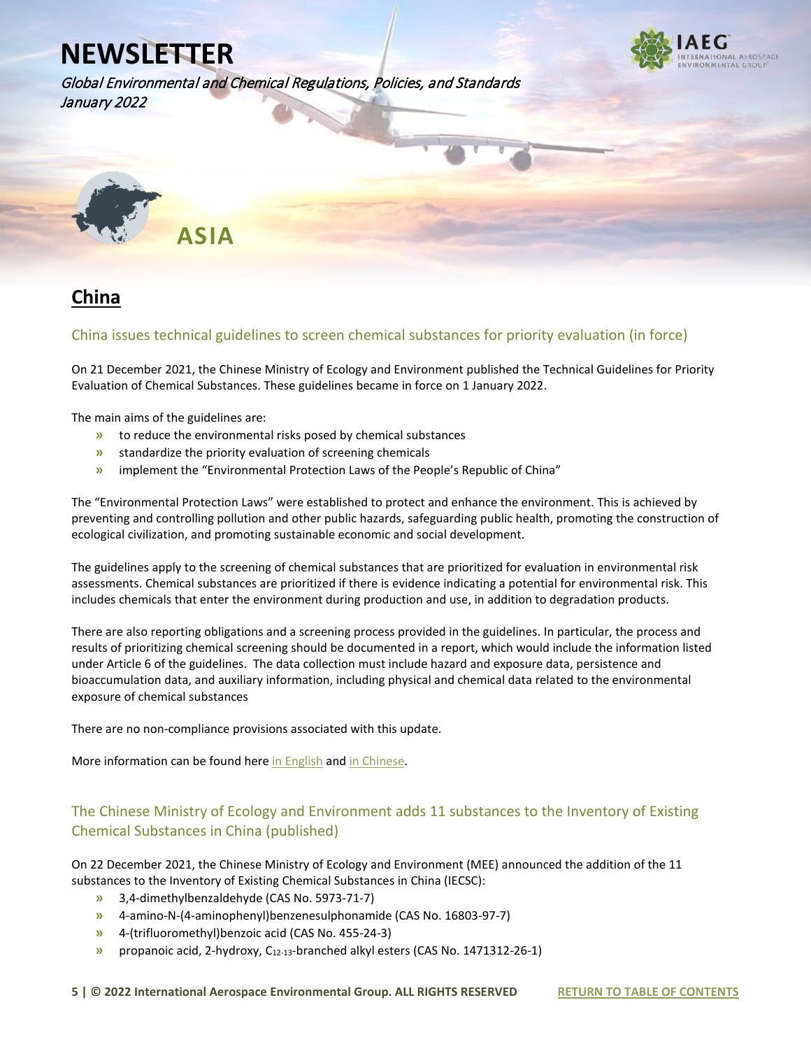# NEWSLETTER

*Global Environmental and Chemical Regulations, Policies, and Standards*
*January 2022*

## ASIA

## China

### China issues technical guidelines to screen chemical substances for priority evaluation (in force)

On 21 December 2021, the Chinese Ministry of Ecology and Environment published the Technical Guidelines for Priority Evaluation of Chemical Substances. These guidelines became in force on 1 January 2022.

The main aims of the guidelines are:

- to reduce the environmental risks posed by chemical substances
- standardize the priority evaluation of screening chemicals
- implement the "Environmental Protection Laws of the People's Republic of China"

The "Environmental Protection Laws" were established to protect and enhance the environment. This is achieved by preventing and controlling pollution and other public hazards, safeguarding public health, promoting the construction of ecological civilization, and promoting sustainable economic and social development.

The guidelines apply to the screening of chemical substances that are prioritized for evaluation in environmental risk assessments. Chemical substances are prioritized if there is evidence indicating a potential for environmental risk. This includes chemicals that enter the environment during production and use, in addition to degradation products.

There are also reporting obligations and a screening process provided in the guidelines. In particular, the process and results of prioritizing chemical screening should be documented in a report, which would include the information listed under Article 6 of the guidelines. The data collection must include hazard and exposure data, persistence and bioaccumulation data, and auxiliary information, including physical and chemical data related to the environmental exposure of chemical substances

There are no non-compliance provisions associated with this update.

More information can be found here in English and in Chinese.

### The Chinese Ministry of Ecology and Environment adds 11 substances to the Inventory of Existing Chemical Substances in China (published)

On 22 December 2021, the Chinese Ministry of Ecology and Environment (MEE) announced the addition of the 11 substances to the Inventory of Existing Chemical Substances in China (IECSC):

- 3,4-dimethylbenzaldehyde (CAS No. 5973-71-7)
- 4-amino-N-(4-aminophenyl)benzenesulphonamide (CAS No. 16803-97-7)
- 4-(trifluoromethyl)benzoic acid (CAS No. 455-24-3)
- propanoic acid, 2-hydroxy, $C_{12-13}$-branched alkyl esters (CAS No. 1471312-26-1)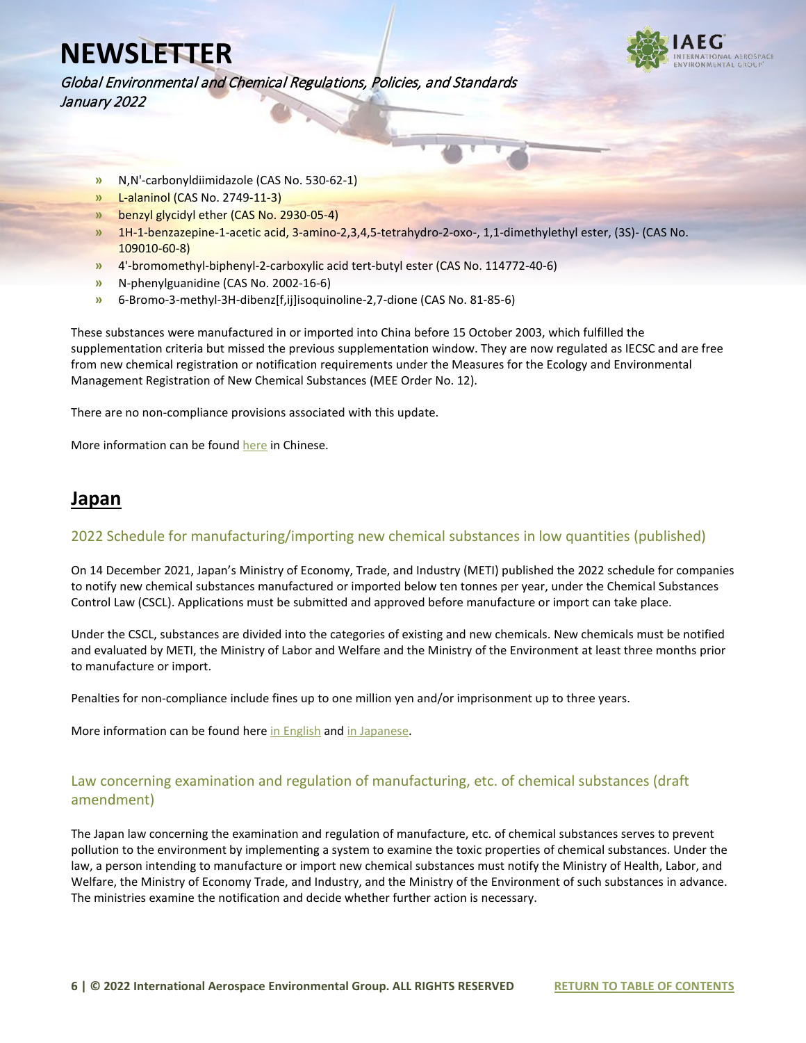- N,N'-carbonyldiimidazole (CAS No. 530-62-1)
- L-alaninol (CAS No. 2749-11-3)
- benzyl glycidyl ether (CAS No. 2930-05-4)
- 1H-1-benzazepine-1-acetic acid, 3-amino-2,3,4,5-tetrahydro-2-oxo-, 1,1-dimethylethyl ester, (3S)- (CAS No. 109010-60-8)
- 4'-bromomethyl-biphenyl-2-carboxylic acid tert-butyl ester (CAS No. 114772-40-6)
- N-phenylguanidine (CAS No. 2002-16-6)
- 6-Bromo-3-methyl-3H-dibenz[f,ij]isoquinoline-2,7-dione (CAS No. 81-85-6)

These substances were manufactured in or imported into China before 15 October 2003, which fulfilled the supplementation criteria but missed the previous supplementation window. They are now regulated as IECSC and are free from new chemical registration or notification requirements under the Measures for the Ecology and Environmental Management Registration of New Chemical Substances (MEE Order No. 12).

There are no non-compliance provisions associated with this update.

More information can be found here in Chinese.

## Japan

### 2022 Schedule for manufacturing/importing new chemical substances in low quantities (published)

On 14 December 2021, Japan's Ministry of Economy, Trade, and Industry (METI) published the 2022 schedule for companies to notify new chemical substances manufactured or imported below ten tonnes per year, under the Chemical Substances Control Law (CSCL). Applications must be submitted and approved before manufacture or import can take place.

Under the CSCL, substances are divided into the categories of existing and new chemicals. New chemicals must be notified and evaluated by METI, the Ministry of Labor and Welfare and the Ministry of the Environment at least three months prior to manufacture or import.

Penalties for non-compliance include fines up to one million yen and/or imprisonment up to three years.

More information can be found here in English and in Japanese.

### Law concerning examination and regulation of manufacturing, etc. of chemical substances (draft amendment)

The Japan law concerning the examination and regulation of manufacture, etc. of chemical substances serves to prevent pollution to the environment by implementing a system to examine the toxic properties of chemical substances. Under the law, a person intending to manufacture or import new chemical substances must notify the Ministry of Health, Labor, and Welfare, the Ministry of Economy Trade, and Industry, and the Ministry of the Environment of such substances in advance. The ministries examine the notification and decide whether further action is necessary.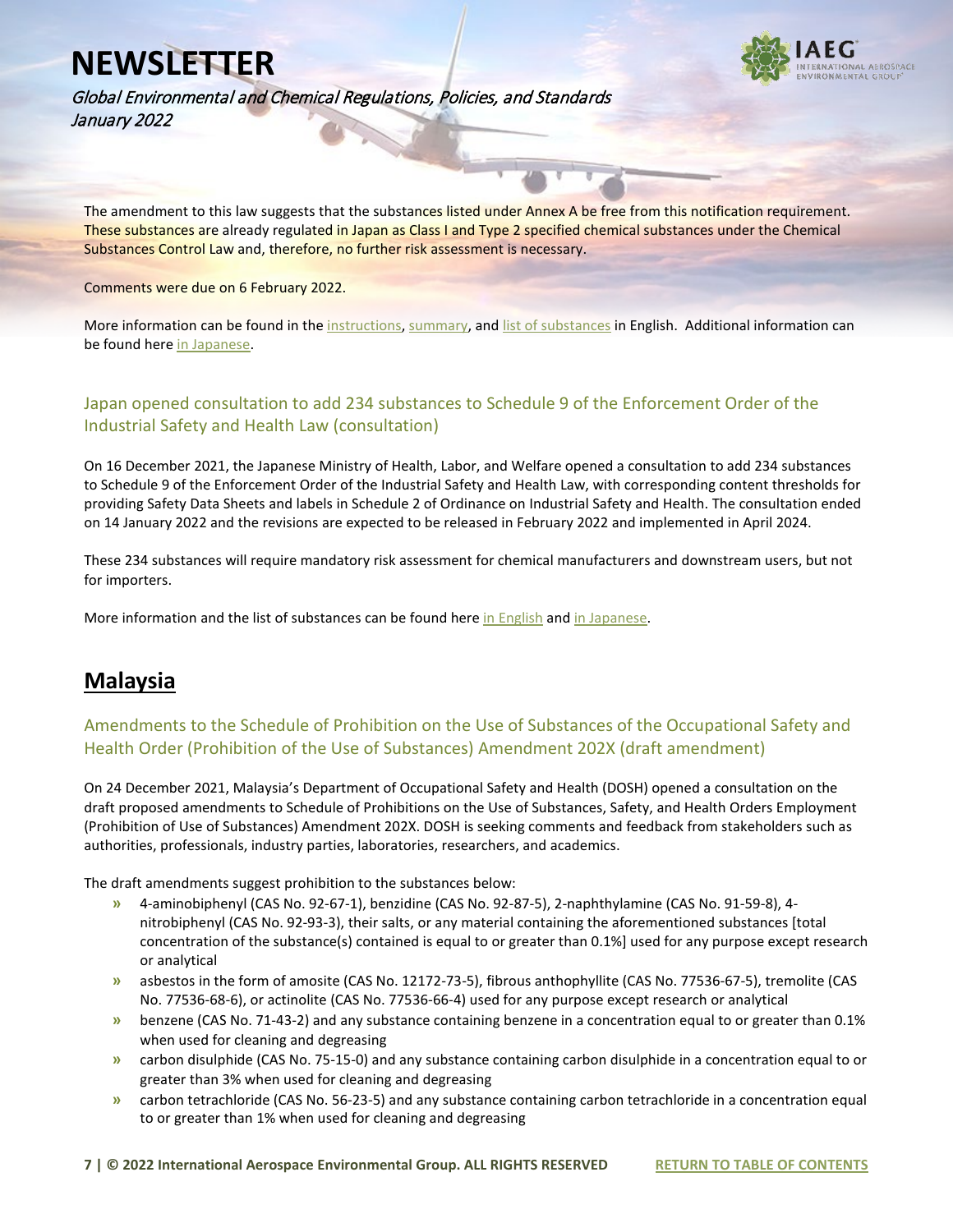The amendment to this law suggests that the substances listed under Annex A be free from this notification requirement. These substances are already regulated in Japan as Class I and Type 2 specified chemical substances under the Chemical Substances Control Law and, therefore, no further risk assessment is necessary.

Comments were due on 6 February 2022.

More information can be found in the instructions, summary, and list of substances in English. Additional information can be found here in Japanese.

### Japan opened consultation to add 234 substances to Schedule 9 of the Enforcement Order of the Industrial Safety and Health Law (consultation)

On 16 December 2021, the Japanese Ministry of Health, Labor, and Welfare opened a consultation to add 234 substances to Schedule 9 of the Enforcement Order of the Industrial Safety and Health Law, with corresponding content thresholds for providing Safety Data Sheets and labels in Schedule 2 of Ordinance on Industrial Safety and Health. The consultation ended on 14 January 2022 and the revisions are expected to be released in February 2022 and implemented in April 2024.

These 234 substances will require mandatory risk assessment for chemical manufacturers and downstream users, but not for importers.

More information and the list of substances can be found here in English and in Japanese.

## Malaysia

### Amendments to the Schedule of Prohibition on the Use of Substances of the Occupational Safety and Health Order (Prohibition of the Use of Substances) Amendment 202X (draft amendment)

On 24 December 2021, Malaysia's Department of Occupational Safety and Health (DOSH) opened a consultation on the draft proposed amendments to Schedule of Prohibitions on the Use of Substances, Safety, and Health Orders Employment (Prohibition of Use of Substances) Amendment 202X. DOSH is seeking comments and feedback from stakeholders such as authorities, professionals, industry parties, laboratories, researchers, and academics.

The draft amendments suggest prohibition to the substances below:

- 4-aminobiphenyl (CAS No. 92-67-1), benzidine (CAS No. 92-87-5), 2-naphthylamine (CAS No. 91-59-8), 4-nitrobiphenyl (CAS No. 92-93-3), their salts, or any material containing the aforementioned substances [total concentration of the substance(s) contained is equal to or greater than 0.1%] used for any purpose except research or analytical
- asbestos in the form of amosite (CAS No. 12172-73-5), fibrous anthophyllite (CAS No. 77536-67-5), tremolite (CAS No. 77536-68-6), or actinolite (CAS No. 77536-66-4) used for any purpose except research or analytical
- benzene (CAS No. 71-43-2) and any substance containing benzene in a concentration equal to or greater than 0.1% when used for cleaning and degreasing
- carbon disulphide (CAS No. 75-15-0) and any substance containing carbon disulphide in a concentration equal to or greater than 3% when used for cleaning and degreasing
- carbon tetrachloride (CAS No. 56-23-5) and any substance containing carbon tetrachloride in a concentration equal to or greater than 1% when used for cleaning and degreasing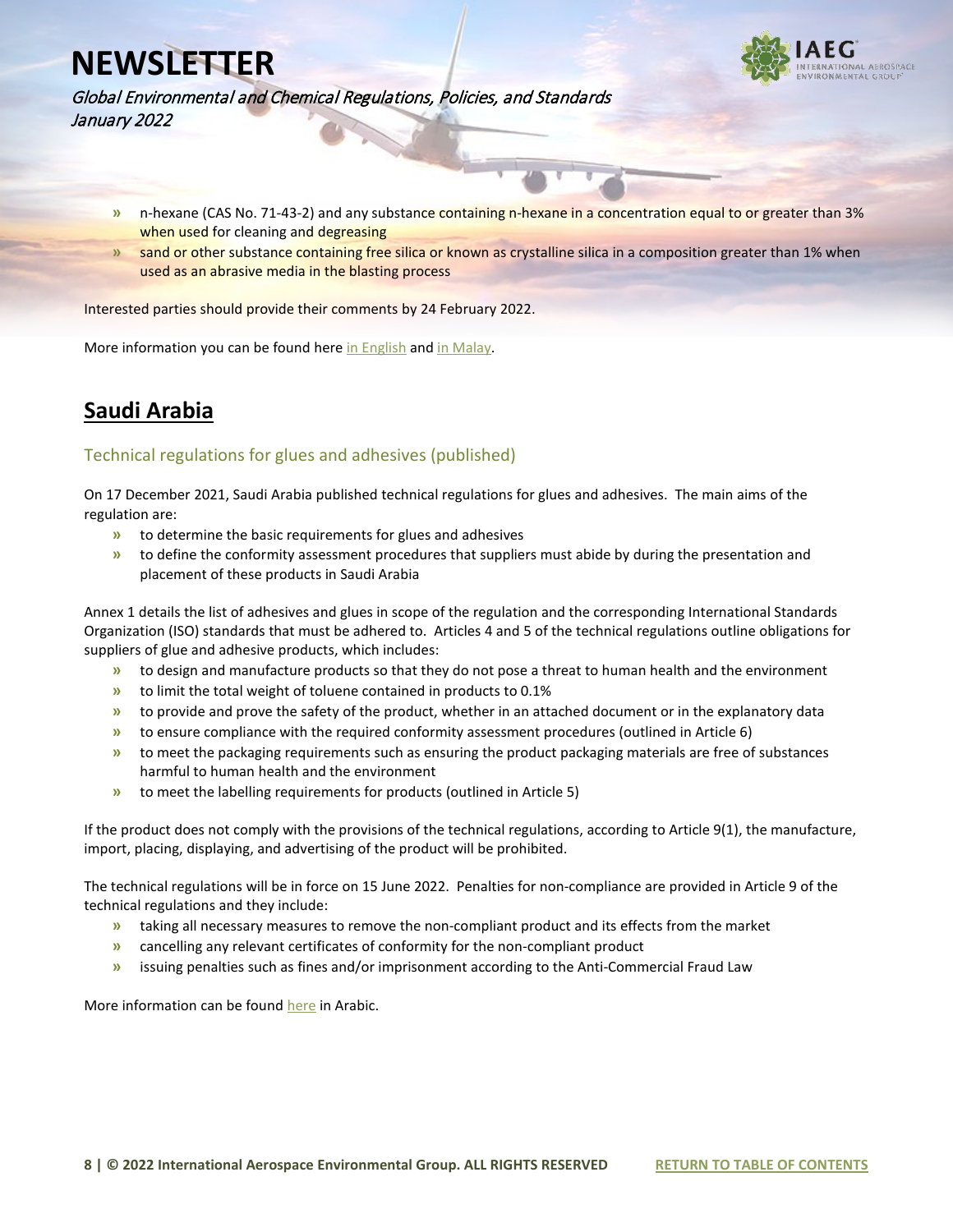- n-hexane (CAS No. 71-43-2) and any substance containing n-hexane in a concentration equal to or greater than 3% when used for cleaning and degreasing
- sand or other substance containing free silica or known as crystalline silica in a composition greater than 1% when used as an abrasive media in the blasting process

Interested parties should provide their comments by 24 February 2022.

More information you can be found here [in English](#) and [in Malay](#).

## Saudi Arabia

### Technical regulations for glues and adhesives (published)

On 17 December 2021, Saudi Arabia published technical regulations for glues and adhesives. The main aims of the regulation are:

- to determine the basic requirements for glues and adhesives
- to define the conformity assessment procedures that suppliers must abide by during the presentation and placement of these products in Saudi Arabia

Annex 1 details the list of adhesives and glues in scope of the regulation and the corresponding International Standards Organization (ISO) standards that must be adhered to. Articles 4 and 5 of the technical regulations outline obligations for suppliers of glue and adhesive products, which includes:

- to design and manufacture products so that they do not pose a threat to human health and the environment
- to limit the total weight of toluene contained in products to 0.1%
- to provide and prove the safety of the product, whether in an attached document or in the explanatory data
- to ensure compliance with the required conformity assessment procedures (outlined in Article 6)
- to meet the packaging requirements such as ensuring the product packaging materials are free of substances harmful to human health and the environment
- to meet the labelling requirements for products (outlined in Article 5)

If the product does not comply with the provisions of the technical regulations, according to Article 9(1), the manufacture, import, placing, displaying, and advertising of the product will be prohibited.

The technical regulations will be in force on 15 June 2022. Penalties for non-compliance are provided in Article 9 of the technical regulations and they include:

- taking all necessary measures to remove the non-compliant product and its effects from the market
- cancelling any relevant certificates of conformity for the non-compliant product
- issuing penalties such as fines and/or imprisonment according to the Anti-Commercial Fraud Law

More information can be found [here](#) in Arabic.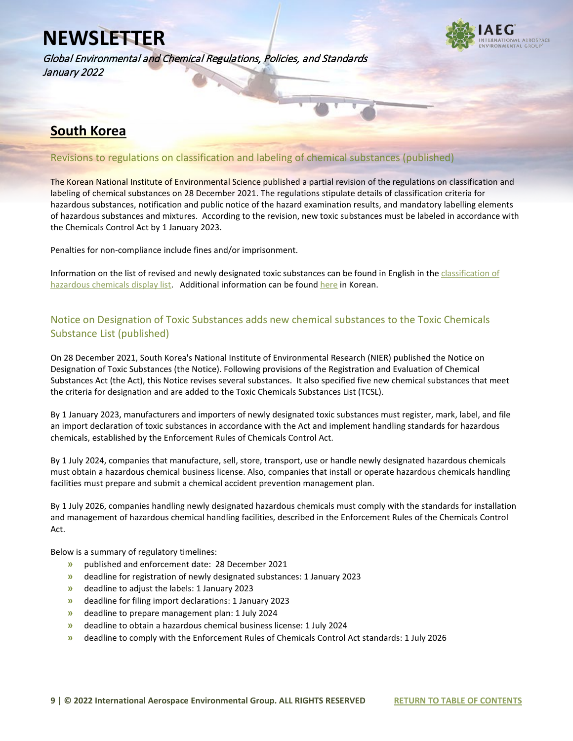## South Korea

### Revisions to regulations on classification and labeling of chemical substances (published)

The Korean National Institute of Environmental Science published a partial revision of the regulations on classification and labeling of chemical substances on 28 December 2021. The regulations stipulate details of classification criteria for hazardous substances, notification and public notice of the hazard examination results, and mandatory labelling elements of hazardous substances and mixtures. According to the revision, new toxic substances must be labeled in accordance with the Chemicals Control Act by 1 January 2023.

Penalties for non-compliance include fines and/or imprisonment.

Information on the list of revised and newly designated toxic substances can be found in English in the classification of hazardous chemicals display list. Additional information can be found here in Korean.

### Notice on Designation of Toxic Substances adds new chemical substances to the Toxic Chemicals Substance List (published)

On 28 December 2021, South Korea's National Institute of Environmental Research (NIER) published the Notice on Designation of Toxic Substances (the Notice). Following provisions of the Registration and Evaluation of Chemical Substances Act (the Act), this Notice revises several substances. It also specified five new chemical substances that meet the criteria for designation and are added to the Toxic Chemicals Substances List (TCSL).

By 1 January 2023, manufacturers and importers of newly designated toxic substances must register, mark, label, and file an import declaration of toxic substances in accordance with the Act and implement handling standards for hazardous chemicals, established by the Enforcement Rules of Chemicals Control Act.

By 1 July 2024, companies that manufacture, sell, store, transport, use or handle newly designated hazardous chemicals must obtain a hazardous chemical business license. Also, companies that install or operate hazardous chemicals handling facilities must prepare and submit a chemical accident prevention management plan.

By 1 July 2026, companies handling newly designated hazardous chemicals must comply with the standards for installation and management of hazardous chemical handling facilities, described in the Enforcement Rules of the Chemicals Control Act.

Below is a summary of regulatory timelines:

- published and enforcement date: 28 December 2021
- deadline for registration of newly designated substances: 1 January 2023
- deadline to adjust the labels: 1 January 2023
- deadline for filing import declarations: 1 January 2023
- deadline to prepare management plan: 1 July 2024
- deadline to obtain a hazardous chemical business license: 1 July 2024
- deadline to comply with the Enforcement Rules of Chemicals Control Act standards: 1 July 2026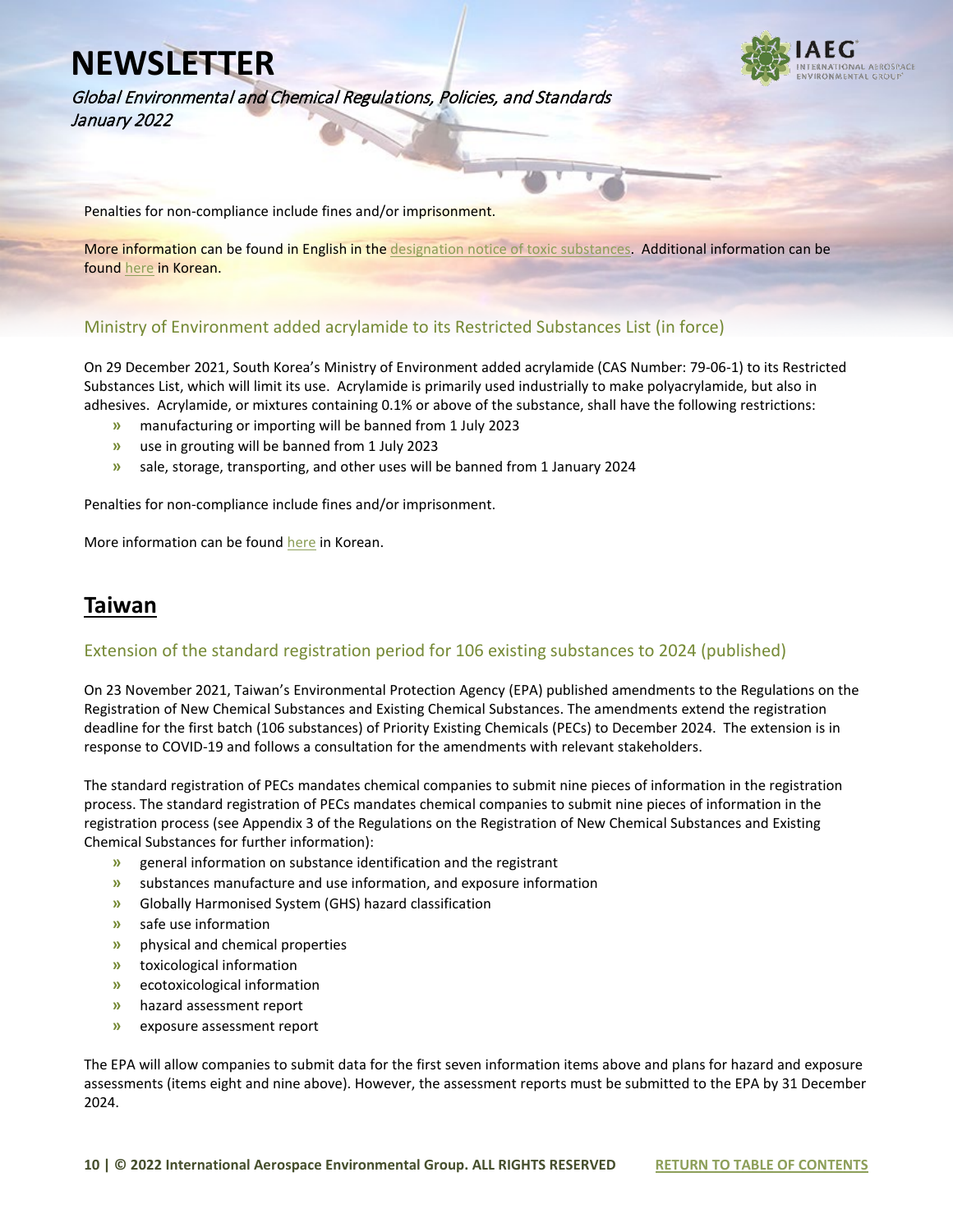Penalties for non-compliance include fines and/or imprisonment.

More information can be found in English in the designation notice of toxic substances. Additional information can be found here in Korean.

### Ministry of Environment added acrylamide to its Restricted Substances List (in force)

On 29 December 2021, South Korea's Ministry of Environment added acrylamide (CAS Number: 79-06-1) to its Restricted Substances List, which will limit its use. Acrylamide is primarily used industrially to make polyacrylamide, but also in adhesives. Acrylamide, or mixtures containing 0.1% or above of the substance, shall have the following restrictions:

- manufacturing or importing will be banned from 1 July 2023
- use in grouting will be banned from 1 July 2023
- sale, storage, transporting, and other uses will be banned from 1 January 2024

Penalties for non-compliance include fines and/or imprisonment.

More information can be found here in Korean.

## Taiwan

### Extension of the standard registration period for 106 existing substances to 2024 (published)

On 23 November 2021, Taiwan's Environmental Protection Agency (EPA) published amendments to the Regulations on the Registration of New Chemical Substances and Existing Chemical Substances. The amendments extend the registration deadline for the first batch (106 substances) of Priority Existing Chemicals (PECs) to December 2024. The extension is in response to COVID-19 and follows a consultation for the amendments with relevant stakeholders.

The standard registration of PECs mandates chemical companies to submit nine pieces of information in the registration process. The standard registration of PECs mandates chemical companies to submit nine pieces of information in the registration process (see Appendix 3 of the Regulations on the Registration of New Chemical Substances and Existing Chemical Substances for further information):

- general information on substance identification and the registrant
- substances manufacture and use information, and exposure information
- Globally Harmonised System (GHS) hazard classification
- safe use information
- physical and chemical properties
- toxicological information
- ecotoxicological information
- hazard assessment report
- exposure assessment report

The EPA will allow companies to submit data for the first seven information items above and plans for hazard and exposure assessments (items eight and nine above). However, the assessment reports must be submitted to the EPA by 31 December 2024.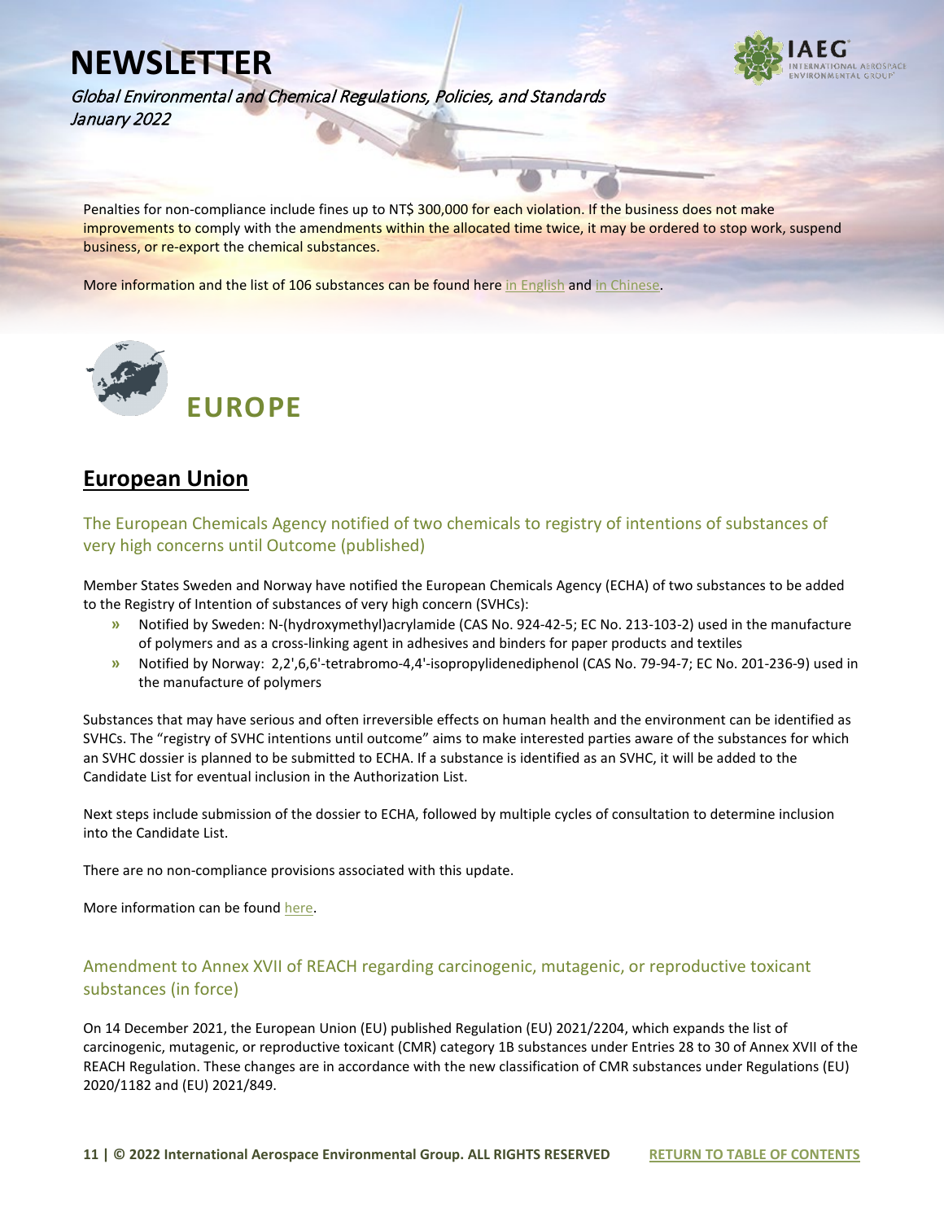Penalties for non-compliance include fines up to NT$ 300,000 for each violation. If the business does not make improvements to comply with the amendments within the allocated time twice, it may be ordered to stop work, suspend business, or re-export the chemical substances.

More information and the list of 106 substances can be found here in English and in Chinese.

# EUROPE

## European Union

### The European Chemicals Agency notified of two chemicals to registry of intentions of substances of very high concerns until Outcome (published)

Member States Sweden and Norway have notified the European Chemicals Agency (ECHA) of two substances to be added to the Registry of Intention of substances of very high concern (SVHCs):

- Notified by Sweden: N-(hydroxymethyl)acrylamide (CAS No. 924-42-5; EC No. 213-103-2) used in the manufacture of polymers and as a cross-linking agent in adhesives and binders for paper products and textiles
- Notified by Norway: 2,2',6,6'-tetrabromo-4,4'-isopropylidenediphenol (CAS No. 79-94-7; EC No. 201-236-9) used in the manufacture of polymers

Substances that may have serious and often irreversible effects on human health and the environment can be identified as SVHCs. The "registry of SVHC intentions until outcome" aims to make interested parties aware of the substances for which an SVHC dossier is planned to be submitted to ECHA. If a substance is identified as an SVHC, it will be added to the Candidate List for eventual inclusion in the Authorization List.

Next steps include submission of the dossier to ECHA, followed by multiple cycles of consultation to determine inclusion into the Candidate List.

There are no non-compliance provisions associated with this update.

More information can be found here.

### Amendment to Annex XVII of REACH regarding carcinogenic, mutagenic, or reproductive toxicant substances (in force)

On 14 December 2021, the European Union (EU) published Regulation (EU) 2021/2204, which expands the list of carcinogenic, mutagenic, or reproductive toxicant (CMR) category 1B substances under Entries 28 to 30 of Annex XVII of the REACH Regulation. These changes are in accordance with the new classification of CMR substances under Regulations (EU) 2020/1182 and (EU) 2021/849.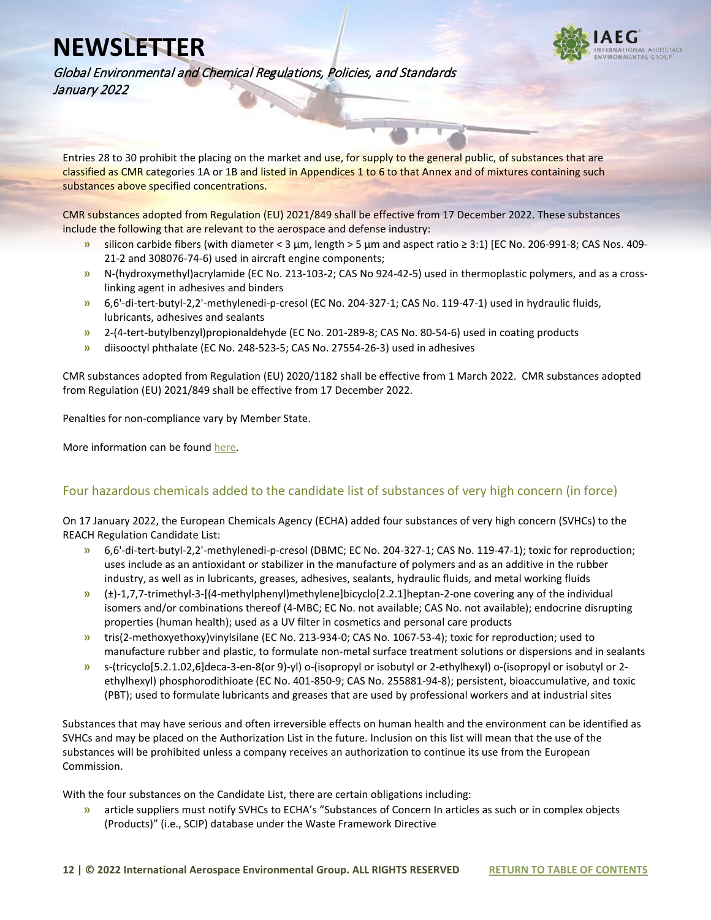Entries 28 to 30 prohibit the placing on the market and use, for supply to the general public, of substances that are classified as CMR categories 1A or 1B and listed in Appendices 1 to 6 to that Annex and of mixtures containing such substances above specified concentrations.

CMR substances adopted from Regulation (EU) 2021/849 shall be effective from 17 December 2022. These substances include the following that are relevant to the aerospace and defense industry:

- silicon carbide fibers (with diameter < 3 µm, length > 5 µm and aspect ratio ≥ 3:1) [EC No. 206-991-8; CAS Nos. 409-21-2 and 308076-74-6) used in aircraft engine components;
- N-(hydroxymethyl)acrylamide (EC No. 213-103-2; CAS No 924-42-5) used in thermoplastic polymers, and as a cross-linking agent in adhesives and binders
- 6,6'-di-tert-butyl-2,2'-methylenedi-p-cresol (EC No. 204-327-1; CAS No. 119-47-1) used in hydraulic fluids, lubricants, adhesives and sealants
- 2-(4-tert-butylbenzyl)propionaldehyde (EC No. 201-289-8; CAS No. 80-54-6) used in coating products
- diisooctyl phthalate (EC No. 248-523-5; CAS No. 27554-26-3) used in adhesives

CMR substances adopted from Regulation (EU) 2020/1182 shall be effective from 1 March 2022. CMR substances adopted from Regulation (EU) 2021/849 shall be effective from 17 December 2022.

Penalties for non-compliance vary by Member State.

More information can be found here.

## Four hazardous chemicals added to the candidate list of substances of very high concern (in force)

On 17 January 2022, the European Chemicals Agency (ECHA) added four substances of very high concern (SVHCs) to the REACH Regulation Candidate List:

- 6,6'-di-tert-butyl-2,2'-methylenedi-p-cresol (DBMC; EC No. 204-327-1; CAS No. 119-47-1); toxic for reproduction; uses include as an antioxidant or stabilizer in the manufacture of polymers and as an additive in the rubber industry, as well as in lubricants, greases, adhesives, sealants, hydraulic fluids, and metal working fluids
- (±)-1,7,7-trimethyl-3-[(4-methylphenyl)methylene]bicyclo[2.2.1]heptan-2-one covering any of the individual isomers and/or combinations thereof (4-MBC; EC No. not available; CAS No. not available); endocrine disrupting properties (human health); used as a UV filter in cosmetics and personal care products
- tris(2-methoxyethoxy)vinylsilane (EC No. 213-934-0; CAS No. 1067-53-4); toxic for reproduction; used to manufacture rubber and plastic, to formulate non-metal surface treatment solutions or dispersions and in sealants
- s-(tricyclo[5.2.1.02,6]deca-3-en-8(or 9)-yl) o-(isopropyl or isobutyl or 2-ethylhexyl) o-(isopropyl or isobutyl or 2-ethylhexyl) phosphorodithioate (EC No. 401-850-9; CAS No. 255881-94-8); persistent, bioaccumulative, and toxic (PBT); used to formulate lubricants and greases that are used by professional workers and at industrial sites

Substances that may have serious and often irreversible effects on human health and the environment can be identified as SVHCs and may be placed on the Authorization List in the future. Inclusion on this list will mean that the use of the substances will be prohibited unless a company receives an authorization to continue its use from the European Commission.

With the four substances on the Candidate List, there are certain obligations including:

- article suppliers must notify SVHCs to ECHA's "Substances of Concern In articles as such or in complex objects (Products)" (i.e., SCIP) database under the Waste Framework Directive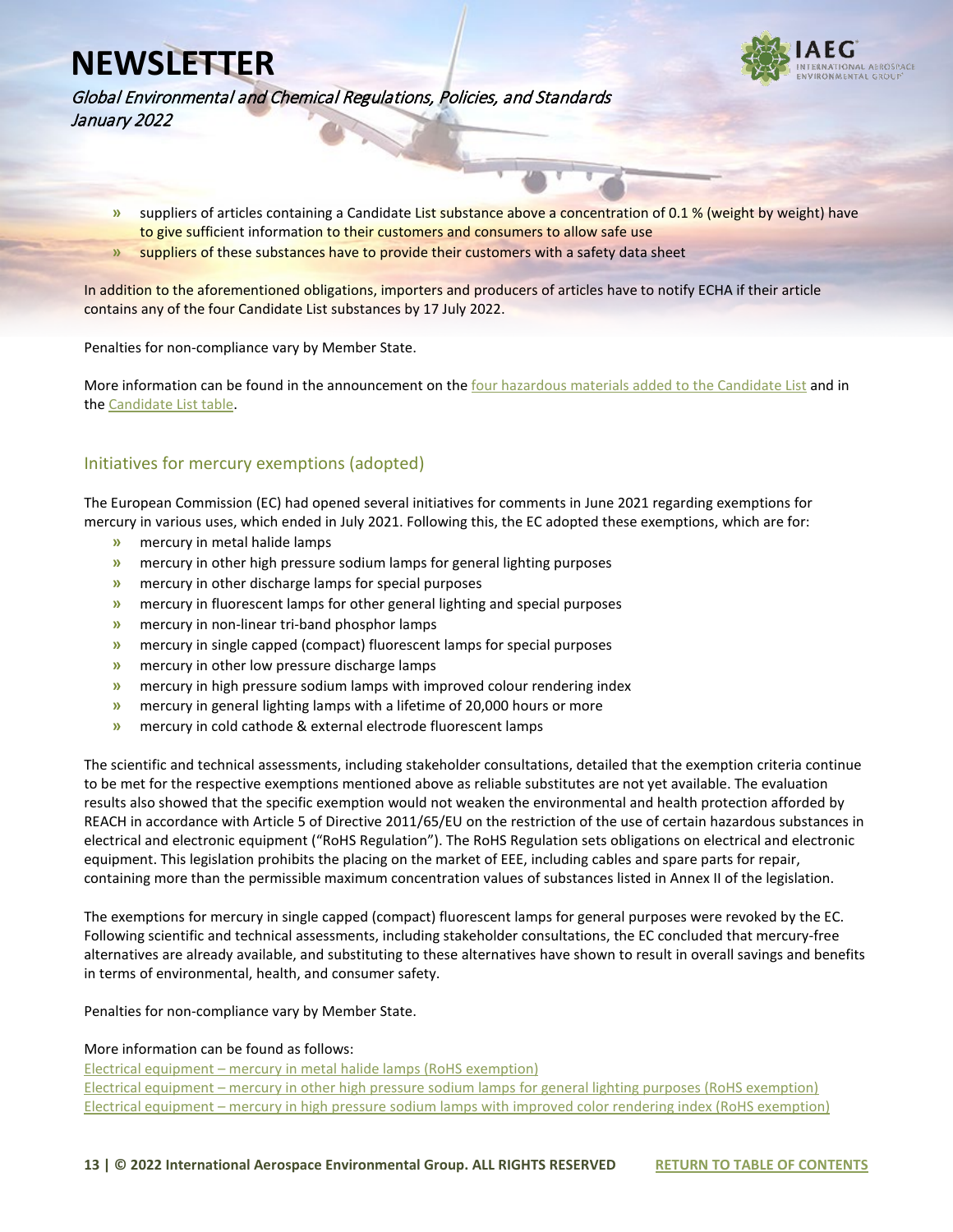- suppliers of articles containing a Candidate List substance above a concentration of 0.1 % (weight by weight) have to give sufficient information to their customers and consumers to allow safe use
- suppliers of these substances have to provide their customers with a safety data sheet

In addition to the aforementioned obligations, importers and producers of articles have to notify ECHA if their article contains any of the four Candidate List substances by 17 July 2022.

Penalties for non-compliance vary by Member State.

More information can be found in the announcement on the four hazardous materials added to the Candidate List and in the Candidate List table.

## Initiatives for mercury exemptions (adopted)

The European Commission (EC) had opened several initiatives for comments in June 2021 regarding exemptions for mercury in various uses, which ended in July 2021. Following this, the EC adopted these exemptions, which are for:

- mercury in metal halide lamps
- mercury in other high pressure sodium lamps for general lighting purposes
- mercury in other discharge lamps for special purposes
- mercury in fluorescent lamps for other general lighting and special purposes
- mercury in non-linear tri-band phosphor lamps
- mercury in single capped (compact) fluorescent lamps for special purposes
- mercury in other low pressure discharge lamps
- mercury in high pressure sodium lamps with improved colour rendering index
- mercury in general lighting lamps with a lifetime of 20,000 hours or more
- mercury in cold cathode & external electrode fluorescent lamps

The scientific and technical assessments, including stakeholder consultations, detailed that the exemption criteria continue to be met for the respective exemptions mentioned above as reliable substitutes are not yet available. The evaluation results also showed that the specific exemption would not weaken the environmental and health protection afforded by REACH in accordance with Article 5 of Directive 2011/65/EU on the restriction of the use of certain hazardous substances in electrical and electronic equipment ("RoHS Regulation"). The RoHS Regulation sets obligations on electrical and electronic equipment. This legislation prohibits the placing on the market of EEE, including cables and spare parts for repair, containing more than the permissible maximum concentration values of substances listed in Annex II of the legislation.

The exemptions for mercury in single capped (compact) fluorescent lamps for general purposes were revoked by the EC. Following scientific and technical assessments, including stakeholder consultations, the EC concluded that mercury-free alternatives are already available, and substituting to these alternatives have shown to result in overall savings and benefits in terms of environmental, health, and consumer safety.

Penalties for non-compliance vary by Member State.

More information can be found as follows:

Electrical equipment – mercury in metal halide lamps (RoHS exemption)
Electrical equipment – mercury in other high pressure sodium lamps for general lighting purposes (RoHS exemption)
Electrical equipment – mercury in high pressure sodium lamps with improved color rendering index (RoHS exemption)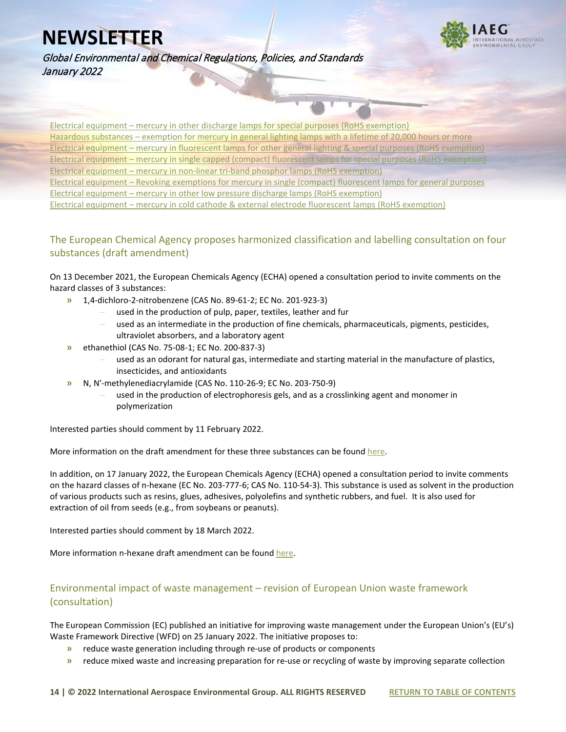Electrical equipment – mercury in other discharge lamps for special purposes (RoHS exemption)
Hazardous substances – exemption for mercury in general lighting lamps with a lifetime of 20,000 hours or more
Electrical equipment – mercury in fluorescent lamps for other general lighting & special purposes (RoHS exemption)
Electrical equipment – mercury in single capped (compact) fluorescent lamps for special purposes (RoHS exemption)
Electrical equipment – mercury in non-linear tri-band phosphor lamps (RoHS exemption)
Electrical equipment – Revoking exemptions for mercury in single (compact) fluorescent lamps for general purposes
Electrical equipment – mercury in other low pressure discharge lamps (RoHS exemption)
Electrical equipment – mercury in cold cathode & external electrode fluorescent lamps (RoHS exemption)

## The European Chemical Agency proposes harmonized classification and labelling consultation on four substances (draft amendment)

On 13 December 2021, the European Chemicals Agency (ECHA) opened a consultation period to invite comments on the hazard classes of 3 substances:

- 1,4-dichloro-2-nitrobenzene (CAS No. 89-61-2; EC No. 201-923-3)
  - used in the production of pulp, paper, textiles, leather and fur
  - used as an intermediate in the production of fine chemicals, pharmaceuticals, pigments, pesticides, ultraviolet absorbers, and a laboratory agent
- ethanethiol (CAS No. 75-08-1; EC No. 200-837-3)
  - used as an odorant for natural gas, intermediate and starting material in the manufacture of plastics, insecticides, and antioxidants
- N, N'-methylenediacrylamide (CAS No. 110-26-9; EC No. 203-750-9)
  - used in the production of electrophoresis gels, and as a crosslinking agent and monomer in polymerization

Interested parties should comment by 11 February 2022.

More information on the draft amendment for these three substances can be found here.

In addition, on 17 January 2022, the European Chemicals Agency (ECHA) opened a consultation period to invite comments on the hazard classes of n-hexane (EC No. 203-777-6; CAS No. 110-54-3). This substance is used as solvent in the production of various products such as resins, glues, adhesives, polyolefins and synthetic rubbers, and fuel. It is also used for extraction of oil from seeds (e.g., from soybeans or peanuts).

Interested parties should comment by 18 March 2022.

More information n-hexane draft amendment can be found here.

## Environmental impact of waste management – revision of European Union waste framework (consultation)

The European Commission (EC) published an initiative for improving waste management under the European Union's (EU's) Waste Framework Directive (WFD) on 25 January 2022. The initiative proposes to:

- reduce waste generation including through re-use of products or components
- reduce mixed waste and increasing preparation for re-use or recycling of waste by improving separate collection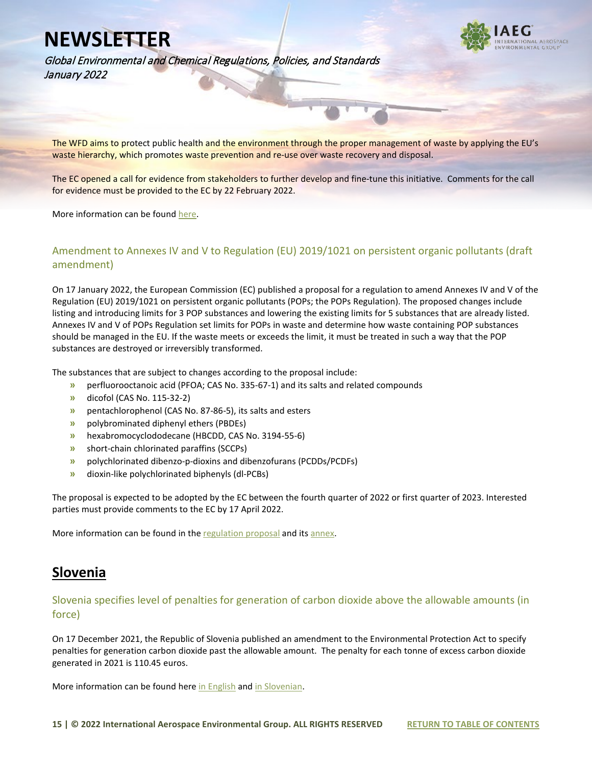The WFD aims to protect public health and the environment through the proper management of waste by applying the EU's waste hierarchy, which promotes waste prevention and re-use over waste recovery and disposal.

The EC opened a call for evidence from stakeholders to further develop and fine-tune this initiative. Comments for the call for evidence must be provided to the EC by 22 February 2022.

More information can be found here.

### Amendment to Annexes IV and V to Regulation (EU) 2019/1021 on persistent organic pollutants (draft amendment)

On 17 January 2022, the European Commission (EC) published a proposal for a regulation to amend Annexes IV and V of the Regulation (EU) 2019/1021 on persistent organic pollutants (POPs; the POPs Regulation). The proposed changes include listing and introducing limits for 3 POP substances and lowering the existing limits for 5 substances that are already listed. Annexes IV and V of POPs Regulation set limits for POPs in waste and determine how waste containing POP substances should be managed in the EU. If the waste meets or exceeds the limit, it must be treated in such a way that the POP substances are destroyed or irreversibly transformed.

The substances that are subject to changes according to the proposal include:

- perfluorooctanoic acid (PFOA; CAS No. 335-67-1) and its salts and related compounds
- dicofol (CAS No. 115-32-2)
- pentachlorophenol (CAS No. 87-86-5), its salts and esters
- polybrominated diphenyl ethers (PBDEs)
- hexabromocyclododecane (HBCDD, CAS No. 3194-55-6)
- short-chain chlorinated paraffins (SCCPs)
- polychlorinated dibenzo-p-dioxins and dibenzofurans (PCDDs/PCDFs)
- dioxin-like polychlorinated biphenyls (dl-PCBs)

The proposal is expected to be adopted by the EC between the fourth quarter of 2022 or first quarter of 2023. Interested parties must provide comments to the EC by 17 April 2022.

More information can be found in the regulation proposal and its annex.

## Slovenia

### Slovenia specifies level of penalties for generation of carbon dioxide above the allowable amounts (in force)

On 17 December 2021, the Republic of Slovenia published an amendment to the Environmental Protection Act to specify penalties for generation carbon dioxide past the allowable amount. The penalty for each tonne of excess carbon dioxide generated in 2021 is 110.45 euros.

More information can be found here in English and in Slovenian.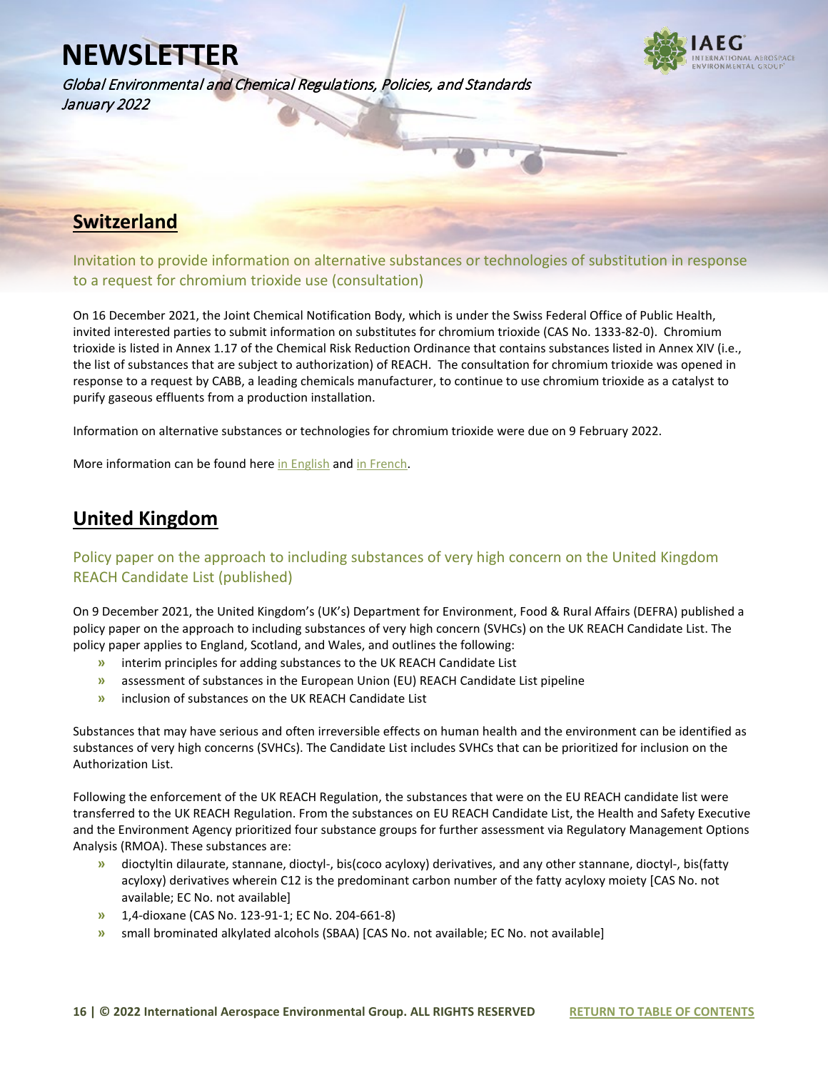## Switzerland

### Invitation to provide information on alternative substances or technologies of substitution in response to a request for chromium trioxide use (consultation)

On 16 December 2021, the Joint Chemical Notification Body, which is under the Swiss Federal Office of Public Health, invited interested parties to submit information on substitutes for chromium trioxide (CAS No. 1333-82-0). Chromium trioxide is listed in Annex 1.17 of the Chemical Risk Reduction Ordinance that contains substances listed in Annex XIV (i.e., the list of substances that are subject to authorization) of REACH. The consultation for chromium trioxide was opened in response to a request by CABB, a leading chemicals manufacturer, to continue to use chromium trioxide as a catalyst to purify gaseous effluents from a production installation.

Information on alternative substances or technologies for chromium trioxide were due on 9 February 2022.

More information can be found here in English and in French.

## United Kingdom

### Policy paper on the approach to including substances of very high concern on the United Kingdom REACH Candidate List (published)

On 9 December 2021, the United Kingdom's (UK's) Department for Environment, Food & Rural Affairs (DEFRA) published a policy paper on the approach to including substances of very high concern (SVHCs) on the UK REACH Candidate List. The policy paper applies to England, Scotland, and Wales, and outlines the following:

- interim principles for adding substances to the UK REACH Candidate List
- assessment of substances in the European Union (EU) REACH Candidate List pipeline
- inclusion of substances on the UK REACH Candidate List

Substances that may have serious and often irreversible effects on human health and the environment can be identified as substances of very high concerns (SVHCs). The Candidate List includes SVHCs that can be prioritized for inclusion on the Authorization List.

Following the enforcement of the UK REACH Regulation, the substances that were on the EU REACH candidate list were transferred to the UK REACH Regulation. From the substances on EU REACH Candidate List, the Health and Safety Executive and the Environment Agency prioritized four substance groups for further assessment via Regulatory Management Options Analysis (RMOA). These substances are:

- dioctyltin dilaurate, stannane, dioctyl-, bis(coco acyloxy) derivatives, and any other stannane, dioctyl-, bis(fatty acyloxy) derivatives wherein C12 is the predominant carbon number of the fatty acyloxy moiety [CAS No. not available; EC No. not available]
- 1,4-dioxane (CAS No. 123-91-1; EC No. 204-661-8)
- small brominated alkylated alcohols (SBAA) [CAS No. not available; EC No. not available]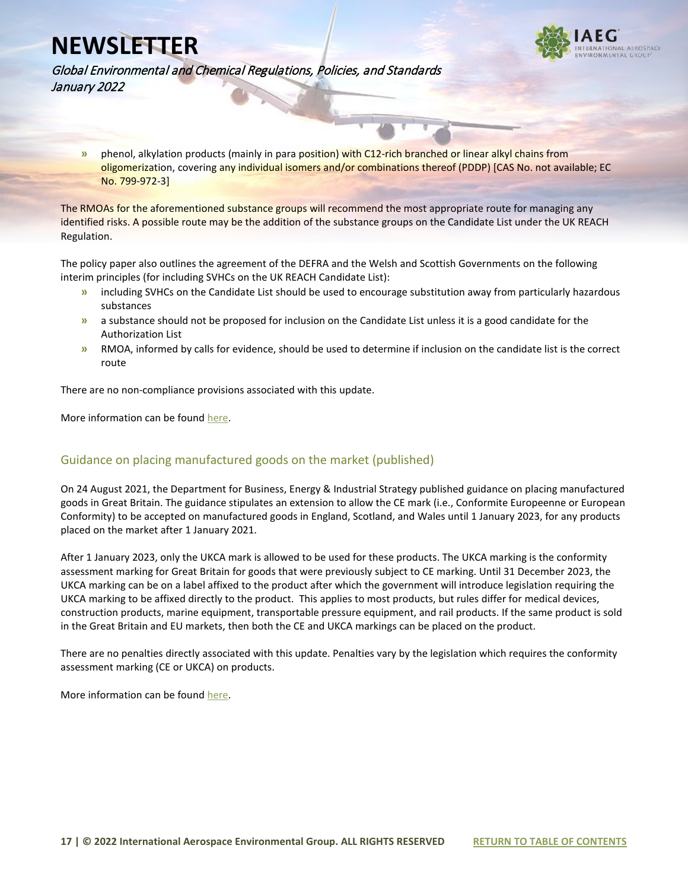- phenol, alkylation products (mainly in para position) with C12-rich branched or linear alkyl chains from oligomerization, covering any individual isomers and/or combinations thereof (PDDP) [CAS No. not available; EC No. 799-972-3]

The RMOAs for the aforementioned substance groups will recommend the most appropriate route for managing any identified risks. A possible route may be the addition of the substance groups on the Candidate List under the UK REACH Regulation.

The policy paper also outlines the agreement of the DEFRA and the Welsh and Scottish Governments on the following interim principles (for including SVHCs on the UK REACH Candidate List):

- including SVHCs on the Candidate List should be used to encourage substitution away from particularly hazardous substances
- a substance should not be proposed for inclusion on the Candidate List unless it is a good candidate for the Authorization List
- RMOA, informed by calls for evidence, should be used to determine if inclusion on the candidate list is the correct route

There are no non-compliance provisions associated with this update.

More information can be found here.

## Guidance on placing manufactured goods on the market (published)

On 24 August 2021, the Department for Business, Energy & Industrial Strategy published guidance on placing manufactured goods in Great Britain. The guidance stipulates an extension to allow the CE mark (i.e., Conformite Europeenne or European Conformity) to be accepted on manufactured goods in England, Scotland, and Wales until 1 January 2023, for any products placed on the market after 1 January 2021.

After 1 January 2023, only the UKCA mark is allowed to be used for these products. The UKCA marking is the conformity assessment marking for Great Britain for goods that were previously subject to CE marking. Until 31 December 2023, the UKCA marking can be on a label affixed to the product after which the government will introduce legislation requiring the UKCA marking to be affixed directly to the product. This applies to most products, but rules differ for medical devices, construction products, marine equipment, transportable pressure equipment, and rail products. If the same product is sold in the Great Britain and EU markets, then both the CE and UKCA markings can be placed on the product.

There are no penalties directly associated with this update. Penalties vary by the legislation which requires the conformity assessment marking (CE or UKCA) on products.

More information can be found here.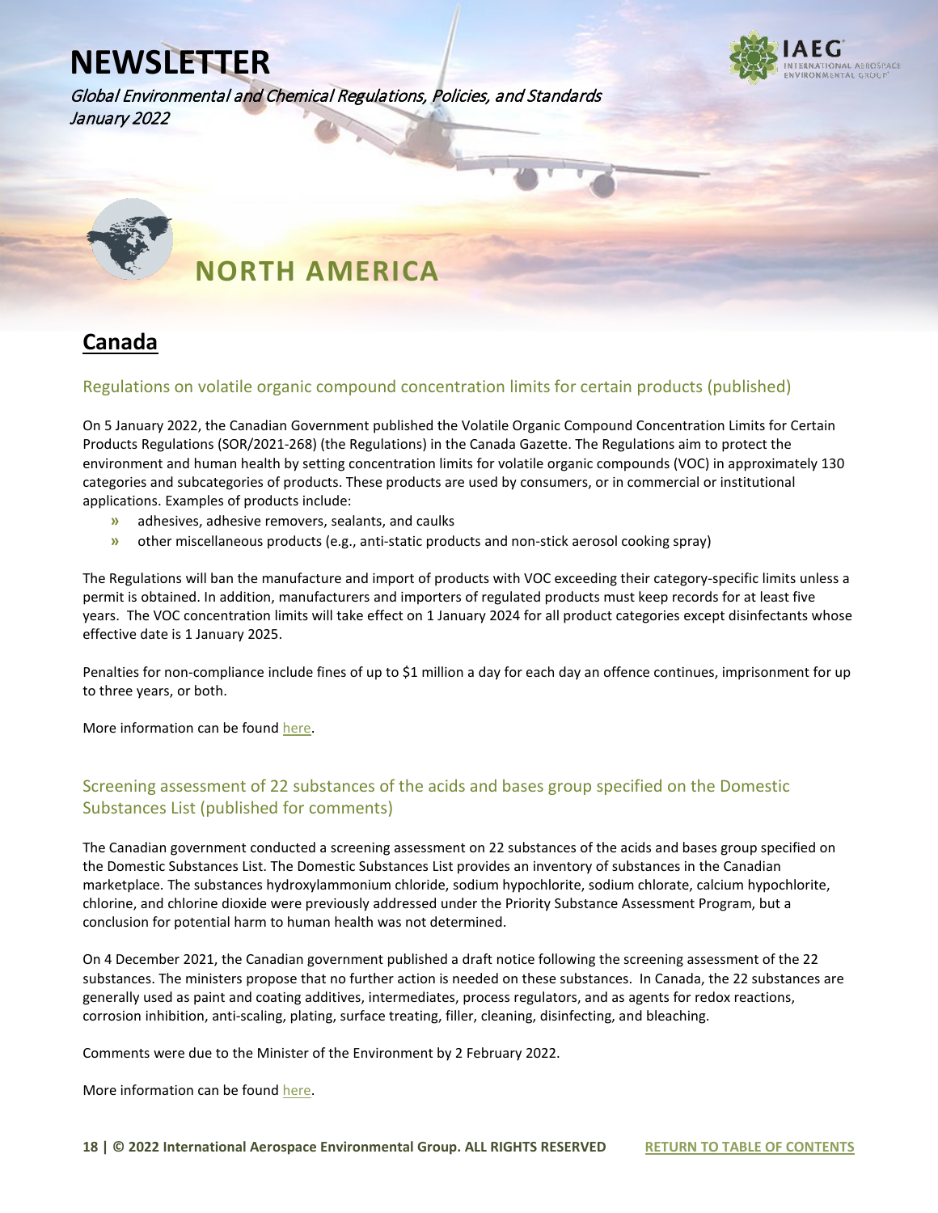# NORTH AMERICA

## Canada

### Regulations on volatile organic compound concentration limits for certain products (published)

On 5 January 2022, the Canadian Government published the Volatile Organic Compound Concentration Limits for Certain Products Regulations (SOR/2021-268) (the Regulations) in the Canada Gazette. The Regulations aim to protect the environment and human health by setting concentration limits for volatile organic compounds (VOC) in approximately 130 categories and subcategories of products. These products are used by consumers, or in commercial or institutional applications. Examples of products include:

- adhesives, adhesive removers, sealants, and caulks
- other miscellaneous products (e.g., anti-static products and non-stick aerosol cooking spray)

The Regulations will ban the manufacture and import of products with VOC exceeding their category-specific limits unless a permit is obtained. In addition, manufacturers and importers of regulated products must keep records for at least five years. The VOC concentration limits will take effect on 1 January 2024 for all product categories except disinfectants whose effective date is 1 January 2025.

Penalties for non-compliance include fines of up to $1 million a day for each day an offence continues, imprisonment for up to three years, or both.

More information can be found here.

### Screening assessment of 22 substances of the acids and bases group specified on the Domestic Substances List (published for comments)

The Canadian government conducted a screening assessment on 22 substances of the acids and bases group specified on the Domestic Substances List. The Domestic Substances List provides an inventory of substances in the Canadian marketplace. The substances hydroxylammonium chloride, sodium hypochlorite, sodium chlorate, calcium hypochlorite, chlorine, and chlorine dioxide were previously addressed under the Priority Substance Assessment Program, but a conclusion for potential harm to human health was not determined.

On 4 December 2021, the Canadian government published a draft notice following the screening assessment of the 22 substances. The ministers propose that no further action is needed on these substances. In Canada, the 22 substances are generally used as paint and coating additives, intermediates, process regulators, and as agents for redox reactions, corrosion inhibition, anti-scaling, plating, surface treating, filler, cleaning, disinfecting, and bleaching.

Comments were due to the Minister of the Environment by 2 February 2022.

More information can be found here.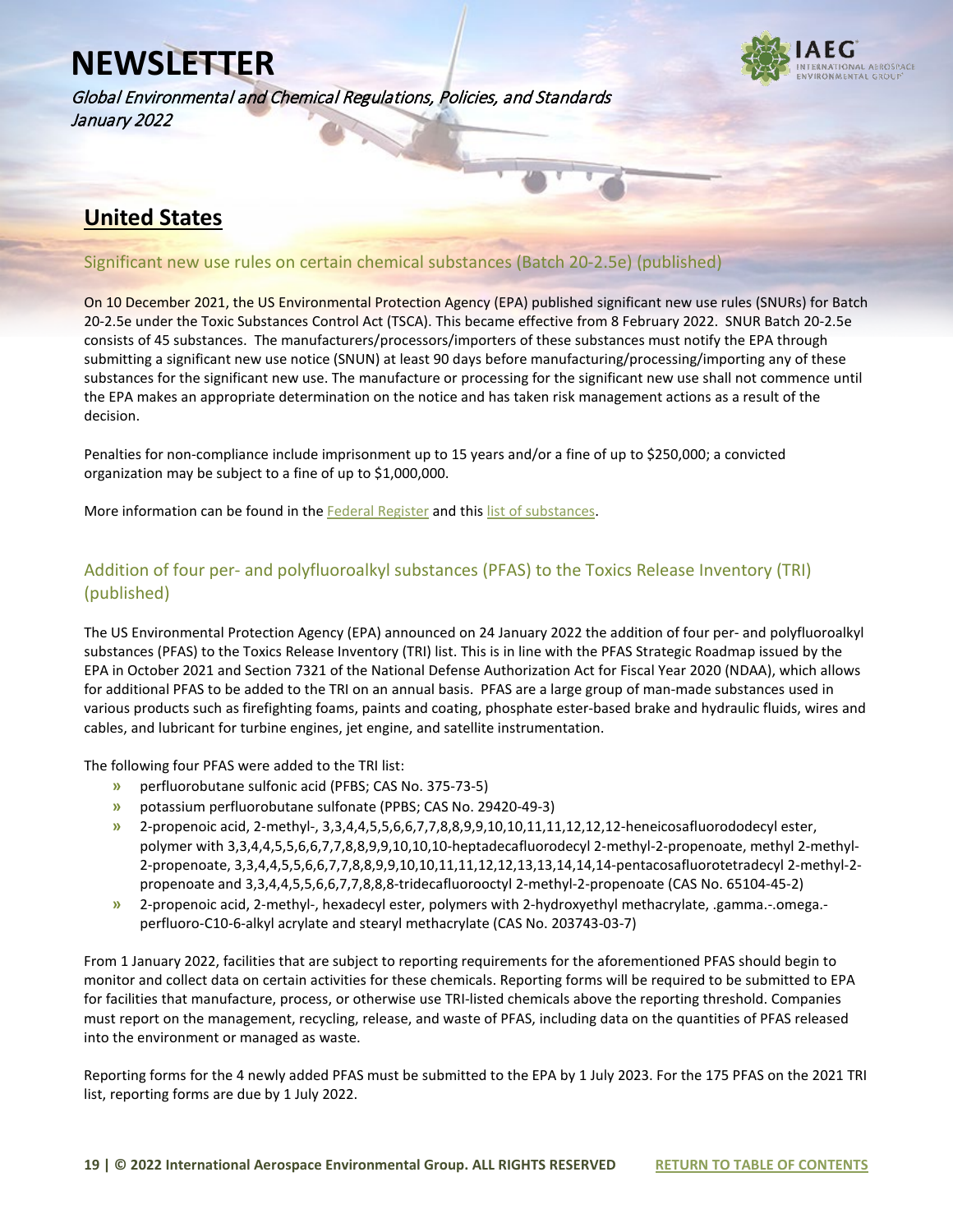# NEWSLETTER

*Global Environmental and Chemical Regulations, Policies, and Standards*
*January 2022*

## United States

### Significant new use rules on certain chemical substances (Batch 20-2.5e) (published)

On 10 December 2021, the US Environmental Protection Agency (EPA) published significant new use rules (SNURs) for Batch 20-2.5e under the Toxic Substances Control Act (TSCA). This became effective from 8 February 2022. SNUR Batch 20-2.5e consists of 45 substances. The manufacturers/processors/importers of these substances must notify the EPA through submitting a significant new use notice (SNUN) at least 90 days before manufacturing/processing/importing any of these substances for the significant new use. The manufacture or processing for the significant new use shall not commence until the EPA makes an appropriate determination on the notice and has taken risk management actions as a result of the decision.

Penalties for non-compliance include imprisonment up to 15 years and/or a fine of up to $250,000; a convicted organization may be subject to a fine of up to $1,000,000.

More information can be found in the Federal Register and this list of substances.

### Addition of four per- and polyfluoroalkyl substances (PFAS) to the Toxics Release Inventory (TRI) (published)

The US Environmental Protection Agency (EPA) announced on 24 January 2022 the addition of four per- and polyfluoroalkyl substances (PFAS) to the Toxics Release Inventory (TRI) list. This is in line with the PFAS Strategic Roadmap issued by the EPA in October 2021 and Section 7321 of the National Defense Authorization Act for Fiscal Year 2020 (NDAA), which allows for additional PFAS to be added to the TRI on an annual basis. PFAS are a large group of man-made substances used in various products such as firefighting foams, paints and coating, phosphate ester-based brake and hydraulic fluids, wires and cables, and lubricant for turbine engines, jet engine, and satellite instrumentation.

The following four PFAS were added to the TRI list:

- perfluorobutane sulfonic acid (PFBS; CAS No. 375-73-5)
- potassium perfluorobutane sulfonate (PPBS; CAS No. 29420-49-3)
- 2-propenoic acid, 2-methyl-, 3,3,4,4,5,5,6,6,7,7,8,8,9,9,10,10,11,11,12,12,12-heneicosafluorododecyl ester, polymer with 3,3,4,4,5,5,6,6,7,7,8,8,9,9,10,10,10-heptadecafluorodecyl 2-methyl-2-propenoate, methyl 2-methyl-2-propenoate, 3,3,4,4,5,5,6,6,7,7,8,8,9,9,10,10,11,11,12,12,13,13,14,14,14-pentacosafluorotetradecyl 2-methyl-2-propenoate and 3,3,4,4,5,5,6,6,7,7,8,8,8-tridecafluorooctyl 2-methyl-2-propenoate (CAS No. 65104-45-2)
- 2-propenoic acid, 2-methyl-, hexadecyl ester, polymers with 2-hydroxyethyl methacrylate, .gamma.-.omega.-perfluoro-C10-6-alkyl acrylate and stearyl methacrylate (CAS No. 203743-03-7)

From 1 January 2022, facilities that are subject to reporting requirements for the aforementioned PFAS should begin to monitor and collect data on certain activities for these chemicals. Reporting forms will be required to be submitted to EPA for facilities that manufacture, process, or otherwise use TRI-listed chemicals above the reporting threshold. Companies must report on the management, recycling, release, and waste of PFAS, including data on the quantities of PFAS released into the environment or managed as waste.

Reporting forms for the 4 newly added PFAS must be submitted to the EPA by 1 July 2023. For the 175 PFAS on the 2021 TRI list, reporting forms are due by 1 July 2022.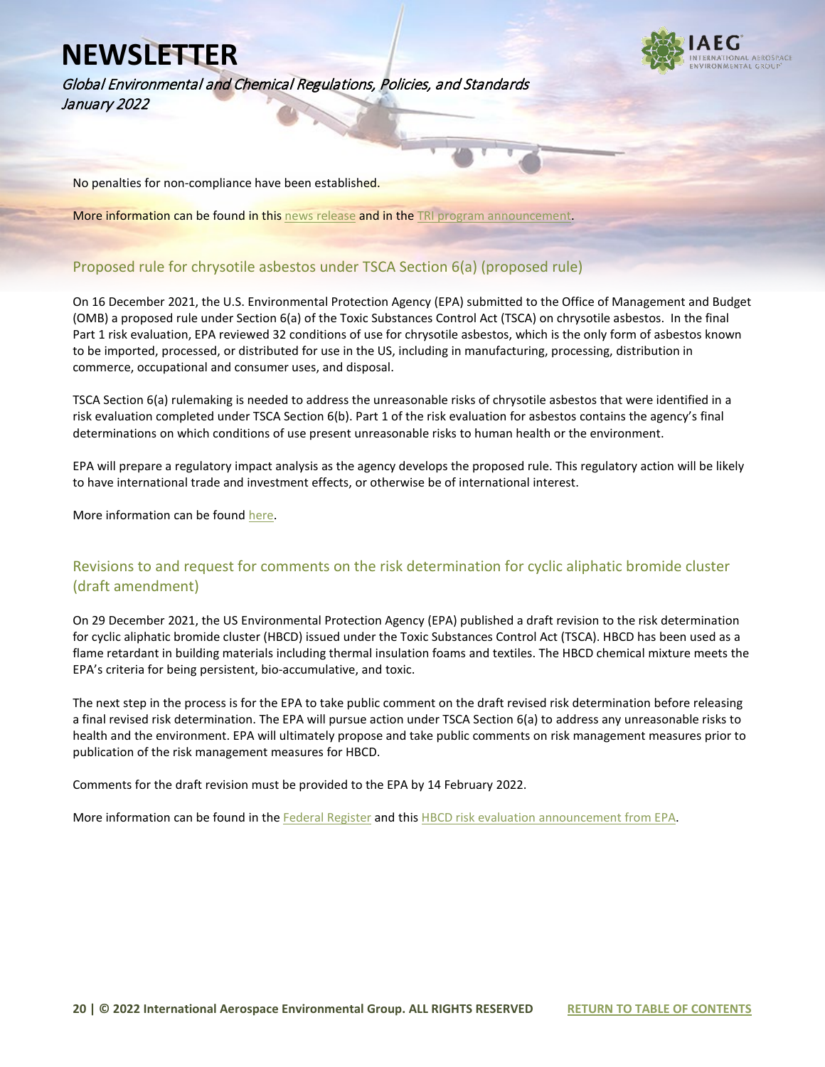No penalties for non-compliance have been established.

More information can be found in this news release and in the TRI program announcement.

## Proposed rule for chrysotile asbestos under TSCA Section 6(a) (proposed rule)

On 16 December 2021, the U.S. Environmental Protection Agency (EPA) submitted to the Office of Management and Budget (OMB) a proposed rule under Section 6(a) of the Toxic Substances Control Act (TSCA) on chrysotile asbestos. In the final Part 1 risk evaluation, EPA reviewed 32 conditions of use for chrysotile asbestos, which is the only form of asbestos known to be imported, processed, or distributed for use in the US, including in manufacturing, processing, distribution in commerce, occupational and consumer uses, and disposal.

TSCA Section 6(a) rulemaking is needed to address the unreasonable risks of chrysotile asbestos that were identified in a risk evaluation completed under TSCA Section 6(b). Part 1 of the risk evaluation for asbestos contains the agency's final determinations on which conditions of use present unreasonable risks to human health or the environment.

EPA will prepare a regulatory impact analysis as the agency develops the proposed rule. This regulatory action will be likely to have international trade and investment effects, or otherwise be of international interest.

More information can be found here.

## Revisions to and request for comments on the risk determination for cyclic aliphatic bromide cluster (draft amendment)

On 29 December 2021, the US Environmental Protection Agency (EPA) published a draft revision to the risk determination for cyclic aliphatic bromide cluster (HBCD) issued under the Toxic Substances Control Act (TSCA). HBCD has been used as a flame retardant in building materials including thermal insulation foams and textiles. The HBCD chemical mixture meets the EPA's criteria for being persistent, bio-accumulative, and toxic.

The next step in the process is for the EPA to take public comment on the draft revised risk determination before releasing a final revised risk determination. The EPA will pursue action under TSCA Section 6(a) to address any unreasonable risks to health and the environment. EPA will ultimately propose and take public comments on risk management measures prior to publication of the risk management measures for HBCD.

Comments for the draft revision must be provided to the EPA by 14 February 2022.

More information can be found in the Federal Register and this HBCD risk evaluation announcement from EPA.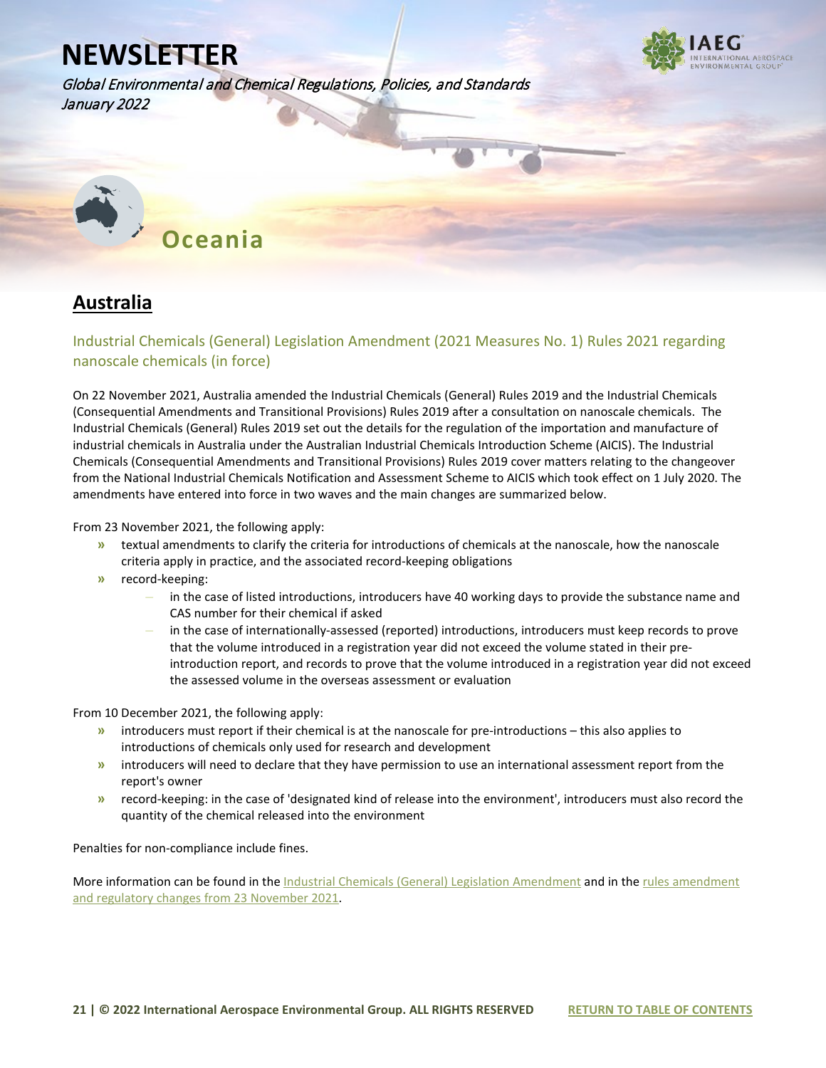# Oceania

## Australia

### Industrial Chemicals (General) Legislation Amendment (2021 Measures No. 1) Rules 2021 regarding nanoscale chemicals (in force)

On 22 November 2021, Australia amended the Industrial Chemicals (General) Rules 2019 and the Industrial Chemicals (Consequential Amendments and Transitional Provisions) Rules 2019 after a consultation on nanoscale chemicals. The Industrial Chemicals (General) Rules 2019 set out the details for the regulation of the importation and manufacture of industrial chemicals in Australia under the Australian Industrial Chemicals Introduction Scheme (AICIS). The Industrial Chemicals (Consequential Amendments and Transitional Provisions) Rules 2019 cover matters relating to the changeover from the National Industrial Chemicals Notification and Assessment Scheme to AICIS which took effect on 1 July 2020. The amendments have entered into force in two waves and the main changes are summarized below.

From 23 November 2021, the following apply:

- textual amendments to clarify the criteria for introductions of chemicals at the nanoscale, how the nanoscale criteria apply in practice, and the associated record-keeping obligations
- record-keeping:
  - in the case of listed introductions, introducers have 40 working days to provide the substance name and CAS number for their chemical if asked
  - in the case of internationally-assessed (reported) introductions, introducers must keep records to prove that the volume introduced in a registration year did not exceed the volume stated in their pre-introduction report, and records to prove that the volume introduced in a registration year did not exceed the assessed volume in the overseas assessment or evaluation

From 10 December 2021, the following apply:

- introducers must report if their chemical is at the nanoscale for pre-introductions – this also applies to introductions of chemicals only used for research and development
- introducers will need to declare that they have permission to use an international assessment report from the report's owner
- record-keeping: in the case of 'designated kind of release into the environment', introducers must also record the quantity of the chemical released into the environment

Penalties for non-compliance include fines.

More information can be found in the Industrial Chemicals (General) Legislation Amendment and in the rules amendment and regulatory changes from 23 November 2021.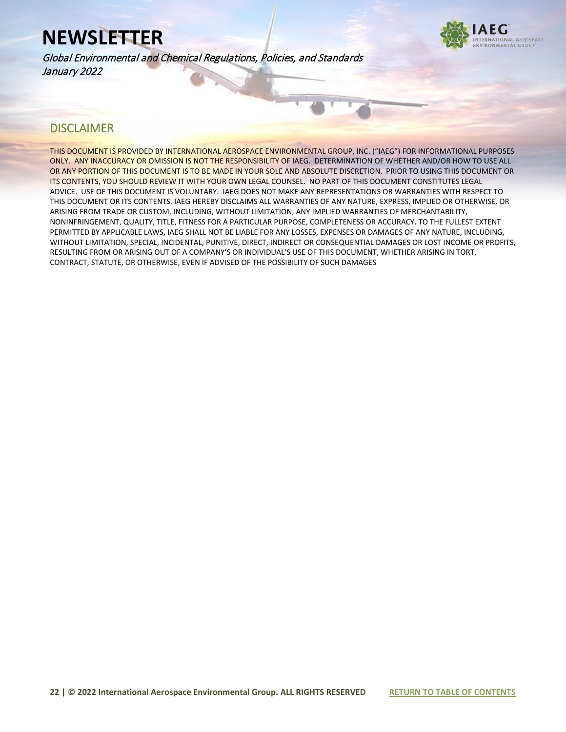## DISCLAIMER

THIS DOCUMENT IS PROVIDED BY INTERNATIONAL AEROSPACE ENVIRONMENTAL GROUP, INC. ("IAEG") FOR INFORMATIONAL PURPOSES ONLY. ANY INACCURACY OR OMISSION IS NOT THE RESPONSIBILITY OF IAEG. DETERMINATION OF WHETHER AND/OR HOW TO USE ALL OR ANY PORTION OF THIS DOCUMENT IS TO BE MADE IN YOUR SOLE AND ABSOLUTE DISCRETION. PRIOR TO USING THIS DOCUMENT OR ITS CONTENTS, YOU SHOULD REVIEW IT WITH YOUR OWN LEGAL COUNSEL. NO PART OF THIS DOCUMENT CONSTITUTES LEGAL ADVICE. USE OF THIS DOCUMENT IS VOLUNTARY. IAEG DOES NOT MAKE ANY REPRESENTATIONS OR WARRANTIES WITH RESPECT TO THIS DOCUMENT OR ITS CONTENTS. IAEG HEREBY DISCLAIMS ALL WARRANTIES OF ANY NATURE, EXPRESS, IMPLIED OR OTHERWISE, OR ARISING FROM TRADE OR CUSTOM, INCLUDING, WITHOUT LIMITATION, ANY IMPLIED WARRANTIES OF MERCHANTABILITY, NONINFRINGEMENT, QUALITY, TITLE, FITNESS FOR A PARTICULAR PURPOSE, COMPLETENESS OR ACCURACY. TO THE FULLEST EXTENT PERMITTED BY APPLICABLE LAWS, IAEG SHALL NOT BE LIABLE FOR ANY LOSSES, EXPENSES OR DAMAGES OF ANY NATURE, INCLUDING, WITHOUT LIMITATION, SPECIAL, INCIDENTAL, PUNITIVE, DIRECT, INDIRECT OR CONSEQUENTIAL DAMAGES OR LOST INCOME OR PROFITS, RESULTING FROM OR ARISING OUT OF A COMPANY'S OR INDIVIDUAL'S USE OF THIS DOCUMENT, WHETHER ARISING IN TORT, CONTRACT, STATUTE, OR OTHERWISE, EVEN IF ADVISED OF THE POSSIBILITY OF SUCH DAMAGES